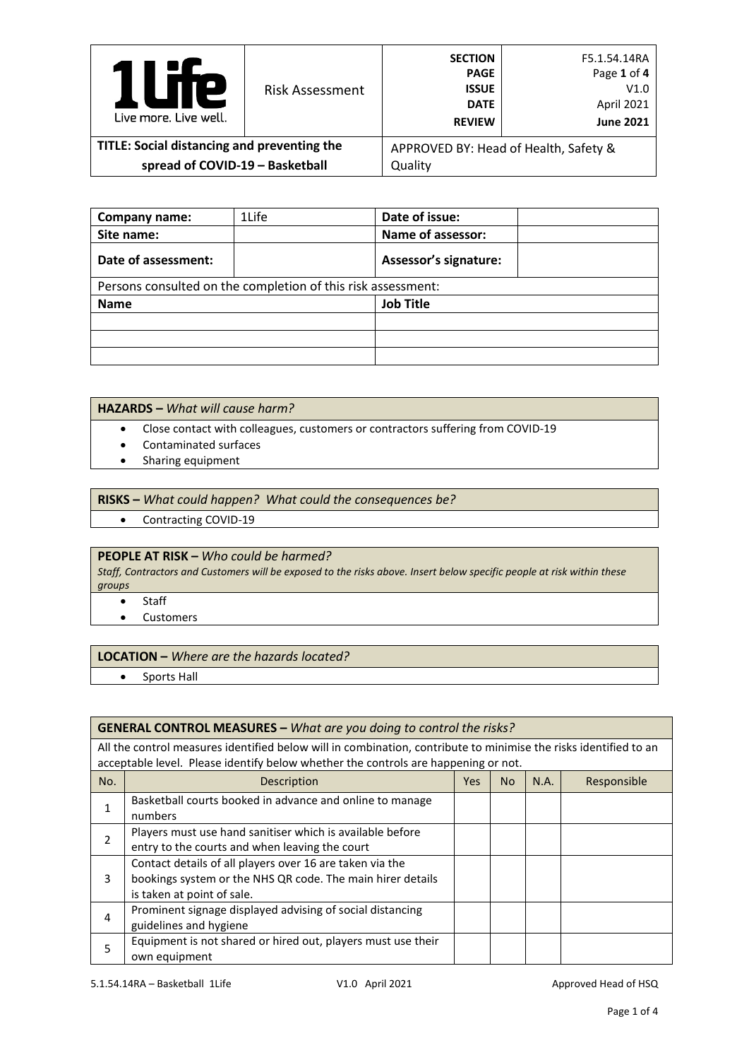| 1Life<br>Live more. Live well. | Risk Assessment | SECTION<br>PAGE<br>ISSUE<br>DATE<br>REVIEW | F5.1.54.14RA<br>Page 1 of 4<br>V1.0<br>April 2021<br>June 2021 |
|---|---|---|---|
| **TITLE: Social distancing and preventing the spread of COVID-19 – Basketball** | | APPROVED BY: Head of Health, Safety & Quality | |

| **Company name:** | 1Life | **Date of issue:** | |
|---|---|---|---|
| **Site name:** | | **Name of assessor:** | |
| **Date of assessment:** | | **Assessor's signature:** | |
| Persons consulted on the completion of this risk assessment: | | | |
| **Name** | | **Job Title** | |
| | | | |
| | | | |
| | | | |

**HAZARDS –** *What will cause harm?*

- Close contact with colleagues, customers or contractors suffering from COVID-19
- Contaminated surfaces
- Sharing equipment

**RISKS –** *What could happen? What could the consequences be?*

- Contracting COVID-19

**PEOPLE AT RISK –** *Who could be harmed?*

*Staff, Contractors and Customers will be exposed to the risks above. Insert below specific people at risk within these groups*

- Staff
- Customers

**LOCATION –** *Where are the hazards located?*

- Sports Hall

**GENERAL CONTROL MEASURES –** *What are you doing to control the risks?*

All the control measures identified below will in combination, contribute to minimise the risks identified to an acceptable level. Please identify below whether the controls are happening or not.

| No. | Description | Yes | No | N.A. | Responsible |
|---|---|---|---|---|---|
| 1 | Basketball courts booked in advance and online to manage numbers | | | | |
| 2 | Players must use hand sanitiser which is available before entry to the courts and when leaving the court | | | | |
| 3 | Contact details of all players over 16 are taken via the bookings system or the NHS QR code. The main hirer details is taken at point of sale. | | | | |
| 4 | Prominent signage displayed advising of social distancing guidelines and hygiene | | | | |
| 5 | Equipment is not shared or hired out, players must use their own equipment | | | | |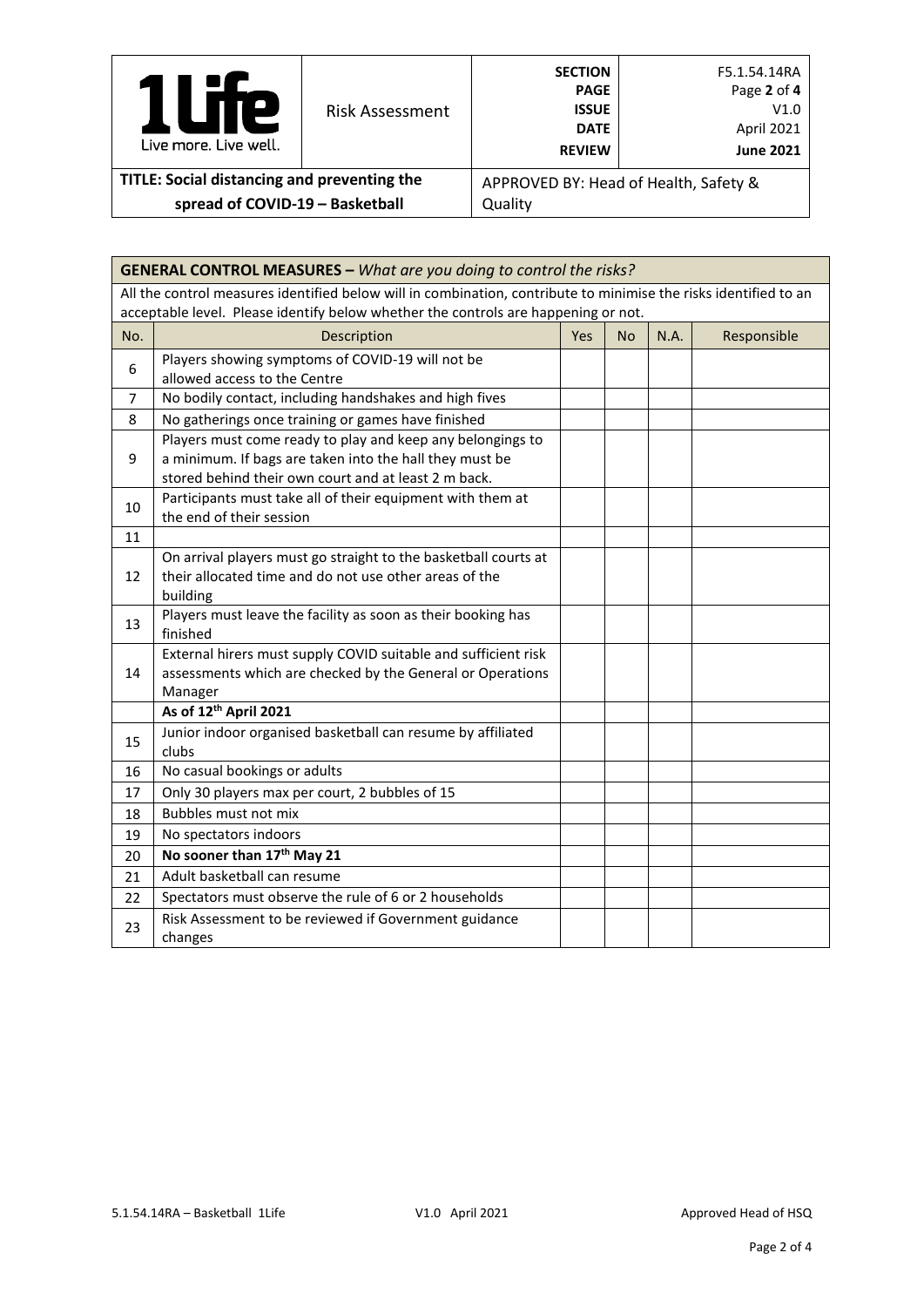| 1Life Live more. Live well. | Risk Assessment | SECTION PAGE ISSUE DATE REVIEW | F5.1.54.14RA Page **2** of **4** V1.0 April 2021 **June 2021** |
|---|---|---|---|
| **TITLE: Social distancing and preventing the spread of COVID-19 – Basketball** | | APPROVED BY: Head of Health, Safety & Quality | |

| **GENERAL CONTROL MEASURES –** *What are you doing to control the risks?* | | | | | |
|---|---|---|---|---|---|
| All the control measures identified below will in combination, contribute to minimise the risks identified to an acceptable level. Please identify below whether the controls are happening or not. | | | | | |
| No. | Description | Yes | No | N.A. | Responsible |
| 6 | Players showing symptoms of COVID-19 will not be allowed access to the Centre | | | | |
| 7 | No bodily contact, including handshakes and high fives | | | | |
| 8 | No gatherings once training or games have finished | | | | |
| 9 | Players must come ready to play and keep any belongings to a minimum. If bags are taken into the hall they must be stored behind their own court and at least 2 m back. | | | | |
| 10 | Participants must take all of their equipment with them at the end of their session | | | | |
| 11 | | | | | |
| 12 | On arrival players must go straight to the basketball courts at their allocated time and do not use other areas of the building | | | | |
| 13 | Players must leave the facility as soon as their booking has finished | | | | |
| 14 | External hirers must supply COVID suitable and sufficient risk assessments which are checked by the General or Operations Manager | | | | |
| | **As of 12th April 2021** | | | | |
| 15 | Junior indoor organised basketball can resume by affiliated clubs | | | | |
| 16 | No casual bookings or adults | | | | |
| 17 | Only 30 players max per court, 2 bubbles of 15 | | | | |
| 18 | Bubbles must not mix | | | | |
| 19 | No spectators indoors | | | | |
| 20 | **No sooner than 17th May 21** | | | | |
| 21 | Adult basketball can resume | | | | |
| 22 | Spectators must observe the rule of 6 or 2 households | | | | |
| 23 | Risk Assessment to be reviewed if Government guidance changes | | | | |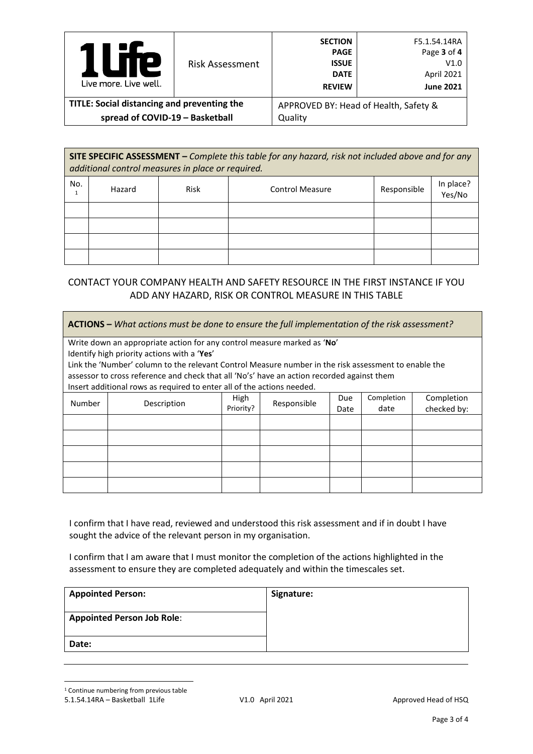| **SITE SPECIFIC ASSESSMENT –** *Complete this table for any hazard, risk not included above and for any additional control measures in place or required.* | | | | | |
|---|---|---|---|---|---|
| No.[1] | Hazard | Risk | Control Measure | Responsible | In place? Yes/No |
| | | | | | |
| | | | | | |
| | | | | | |
| | | | | | |

CONTACT YOUR COMPANY HEALTH AND SAFETY RESOURCE IN THE FIRST INSTANCE IF YOU ADD ANY HAZARD, RISK OR CONTROL MEASURE IN THIS TABLE

**ACTIONS –** *What actions must be done to ensure the full implementation of the risk assessment?*

Write down an appropriate action for any control measure marked as '**No**'
Identify high priority actions with a '**Yes**'
Link the 'Number' column to the relevant Control Measure number in the risk assessment to enable the assessor to cross reference and check that all 'No's' have an action recorded against them
Insert additional rows as required to enter all of the actions needed.

| Number | Description | High Priority? | Responsible | Due Date | Completion date | Completion checked by: |
|---|---|---|---|---|---|---|
| | | | | | | |
| | | | | | | |
| | | | | | | |
| | | | | | | |
| | | | | | | |

I confirm that I have read, reviewed and understood this risk assessment and if in doubt I have sought the advice of the relevant person in my organisation.

I confirm that I am aware that I must monitor the completion of the actions highlighted in the assessment to ensure they are completed adequately and within the timescales set.

| **Appointed Person:** | **Signature:** |
|---|---|
| **Appointed Person Job Role**: | |
| **Date:** | |

[1] Continue numbering from previous table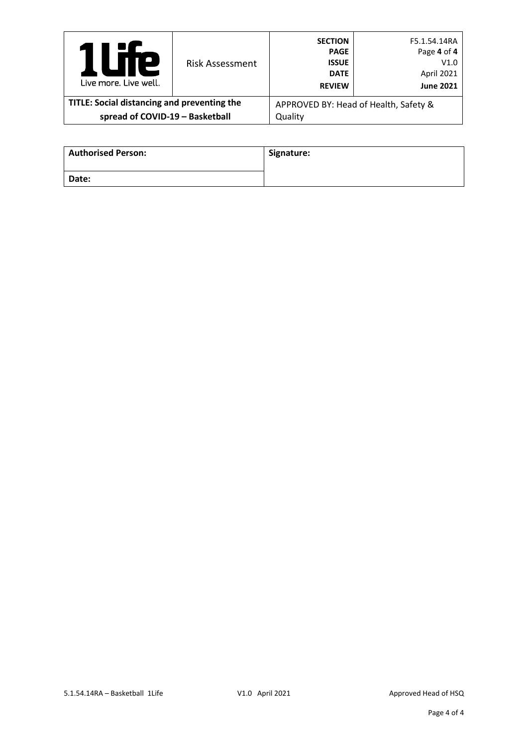| | |
|---|---|
| **Authorised Person:** | **Signature:** |
| **Date:** | |